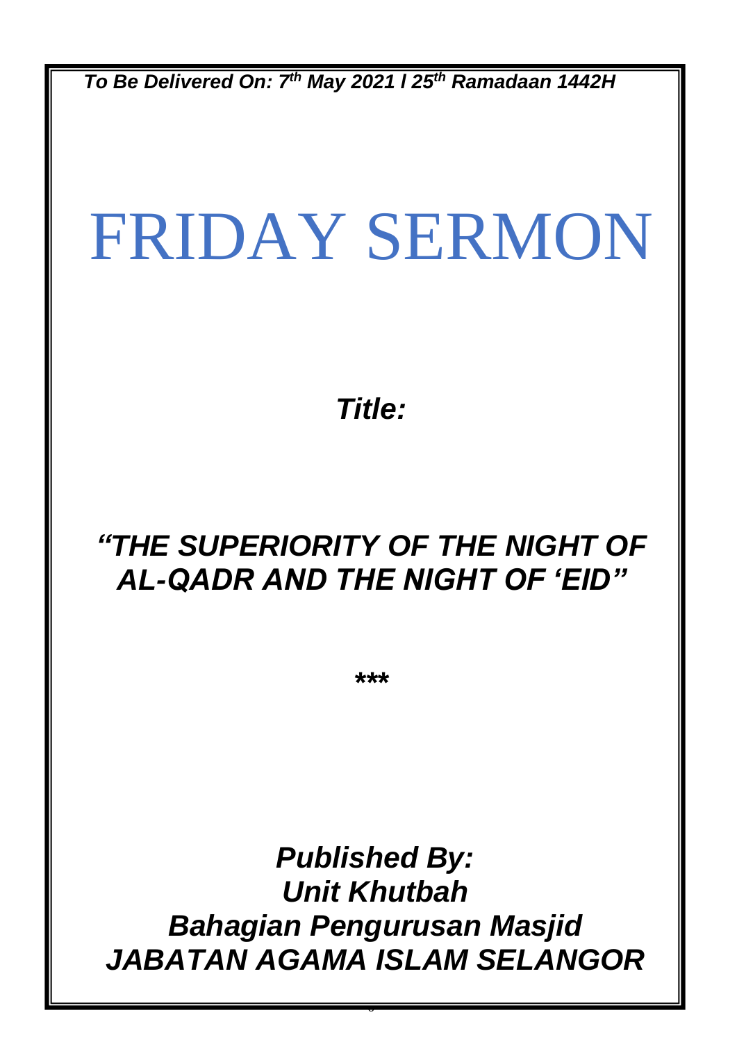***To Be Delivered On: 7th May 2021 / 25th Ramadaan 1442H***

# FRIDAY SERMON

***Title:***

## *"THE SUPERIORITY OF THE NIGHT OF AL-QADR AND THE NIGHT OF 'EID"*

***

***Published By:***
***Unit Khutbah***
***Bahagian Pengurusan Masjid***
***JABATAN AGAMA ISLAM SELANGOR***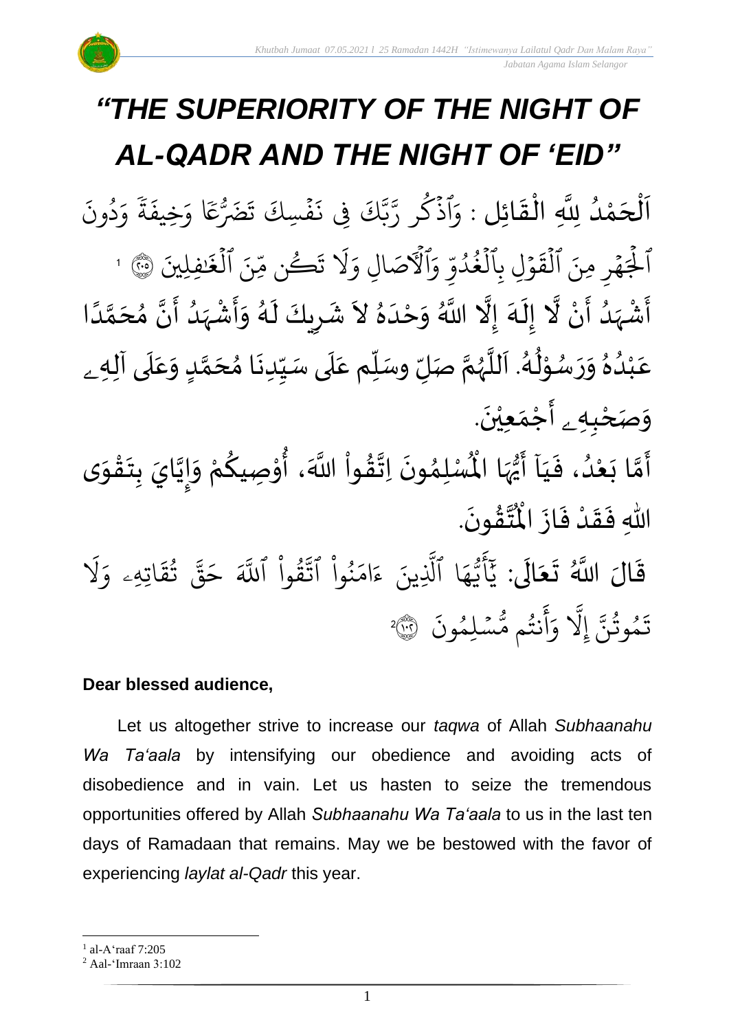# *"THE SUPERIORITY OF THE NIGHT OF AL-QADR AND THE NIGHT OF 'EID"*

اَلْحَمْدُ لِلَّهِ الْقَائِل : وَٱذْكُر رَّبَّكَ فِي نَفْسِكَ تَضَرُّعًا وَخِيفَةً وَدُونَ ٱلْجَهْرِ مِنَ ٱلْقَوْلِ بِٱلْغُدُوِّ وَٱلْآصَالِ وَلَا تَكُن مِّنَ ٱلْغَٰفِلِينَ ۝٢٠٥ [1]

أَشْهَدُ أَنْ لَّا إِلَهَ إِلَّا اللَّهُ وَحْدَهُ لاَ شَرِيكَ لَهُ وَأَشْهَدُ أَنَّ مُحَمَّدًا عَبْدُهُ وَرَسُوْلُهُ. اَللَّهُمَّ صَلِّ وسَلِّم عَلَى سَيِّدِنَا مُحَمَّدٍ وَعَلَى آلِهِ وَصَحْبِهِ أَجْمَعِيْنَ.

أَمَّا بَعْدُ، فَيَا أَيُّهَا الْمُسْلِمُونَ اِتَّقُواْ اللَّهَ، أُوْصِيكُمْ وَإِيَّايَ بِتَقْوَى اللهِ فَقَدْ فَازَ الْمُتَّقُونَ.

قَالَ اللَّهُ تَعَالَى: يَٰٓأَيُّهَا ٱلَّذِينَ ءَامَنُواْ ٱتَّقُواْ ٱللَّهَ حَقَّ تُقَاتِهِۦ وَلَا تَمُوتُنَّ إِلَّا وَأَنتُم مُّسْلِمُونَ ۝١٠٢ [2]

**Dear blessed audience,**

Let us altogether strive to increase our *taqwa* of Allah *Subhaanahu Wa Ta'aala* by intensifying our obedience and avoiding acts of disobedience and in vain. Let us hasten to seize the tremendous opportunities offered by Allah *Subhaanahu Wa Ta'aala* to us in the last ten days of Ramadaan that remains. May we be bestowed with the favor of experiencing *laylat al-Qadr* this year.

---

[1] al-A'raaf 7:205

[2] Aal-'Imraan 3:102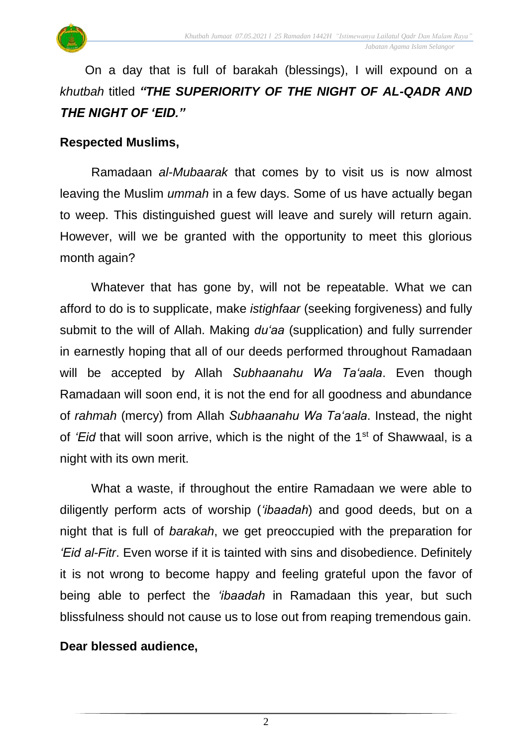On a day that is full of barakah (blessings), I will expound on a *khutbah* titled ***"THE SUPERIORITY OF THE NIGHT OF AL-QADR AND THE NIGHT OF 'EID."***

**Respected Muslims,**

Ramadaan *al-Mubaarak* that comes by to visit us is now almost leaving the Muslim *ummah* in a few days. Some of us have actually began to weep. This distinguished guest will leave and surely will return again. However, will we be granted with the opportunity to meet this glorious month again?

Whatever that has gone by, will not be repeatable. What we can afford to do is to supplicate, make *istighfaar* (seeking forgiveness) and fully submit to the will of Allah. Making *du'aa* (supplication) and fully surrender in earnestly hoping that all of our deeds performed throughout Ramadaan will be accepted by Allah *Subhaanahu Wa Ta'aala*. Even though Ramadaan will soon end, it is not the end for all goodness and abundance of *rahmah* (mercy) from Allah *Subhaanahu Wa Ta'aala*. Instead, the night of *'Eid* that will soon arrive, which is the night of the 1st of Shawwaal, is a night with its own merit.

What a waste, if throughout the entire Ramadaan we were able to diligently perform acts of worship (*'ibaadah*) and good deeds, but on a night that is full of *barakah*, we get preoccupied with the preparation for *'Eid al-Fitr*. Even worse if it is tainted with sins and disobedience. Definitely it is not wrong to become happy and feeling grateful upon the favor of being able to perfect the *'ibaadah* in Ramadaan this year, but such blissfulness should not cause us to lose out from reaping tremendous gain.

**Dear blessed audience,**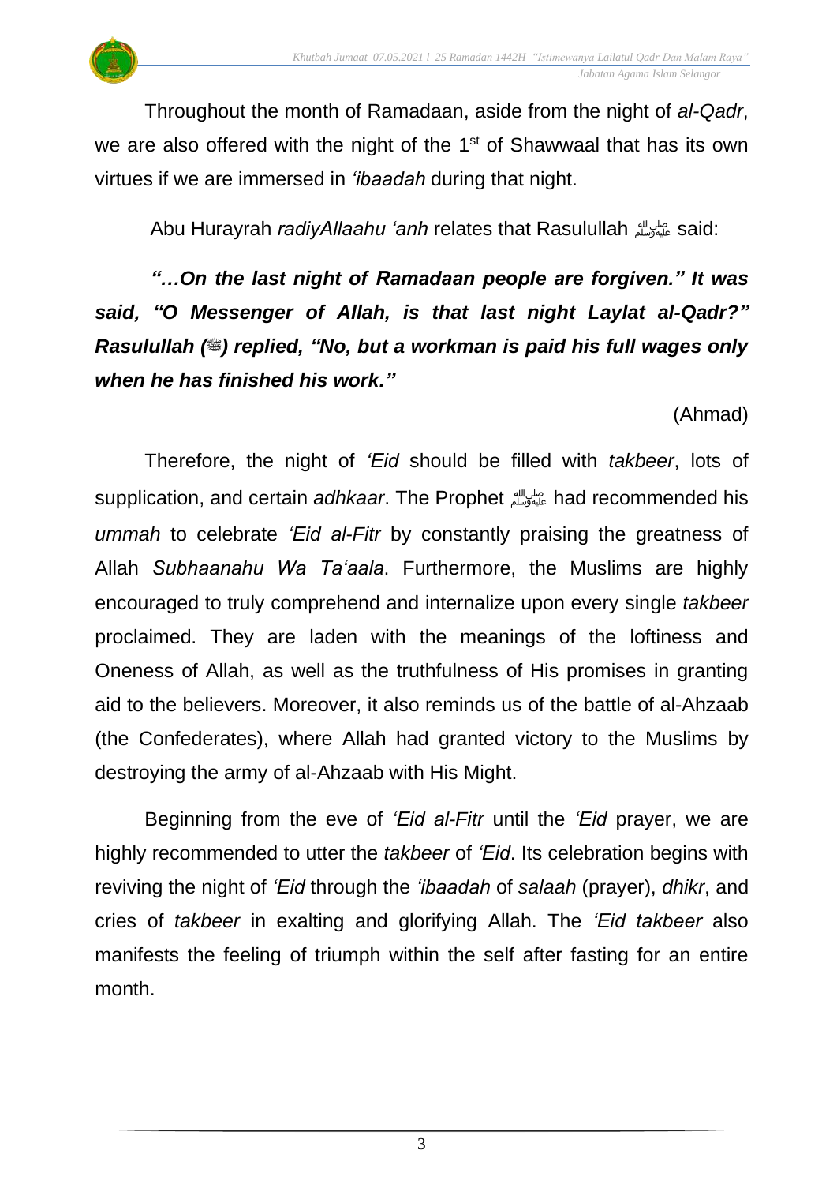Throughout the month of Ramadaan, aside from the night of *al-Qadr*, we are also offered with the night of the 1st of Shawwaal that has its own virtues if we are immersed in *'ibaadah* during that night.

Abu Hurayrah *radiyAllaahu 'anh* relates that Rasulullah ﷺ said:

***"…On the last night of Ramadaan people are forgiven." It was said, "O Messenger of Allah, is that last night Laylat al-Qadr?" Rasulullah (ﷺ) replied, "No, but a workman is paid his full wages only when he has finished his work."***

(Ahmad)

Therefore, the night of *'Eid* should be filled with *takbeer*, lots of supplication, and certain *adhkaar*. The Prophet ﷺ had recommended his *ummah* to celebrate *'Eid al-Fitr* by constantly praising the greatness of Allah *Subhaanahu Wa Ta'aala*. Furthermore, the Muslims are highly encouraged to truly comprehend and internalize upon every single *takbeer* proclaimed. They are laden with the meanings of the loftiness and Oneness of Allah, as well as the truthfulness of His promises in granting aid to the believers. Moreover, it also reminds us of the battle of al-Ahzaab (the Confederates), where Allah had granted victory to the Muslims by destroying the army of al-Ahzaab with His Might.

Beginning from the eve of *'Eid al-Fitr* until the *'Eid* prayer, we are highly recommended to utter the *takbeer* of *'Eid*. Its celebration begins with reviving the night of *'Eid* through the *'ibaadah* of *salaah* (prayer), *dhikr*, and cries of *takbeer* in exalting and glorifying Allah. The *'Eid takbeer* also manifests the feeling of triumph within the self after fasting for an entire month.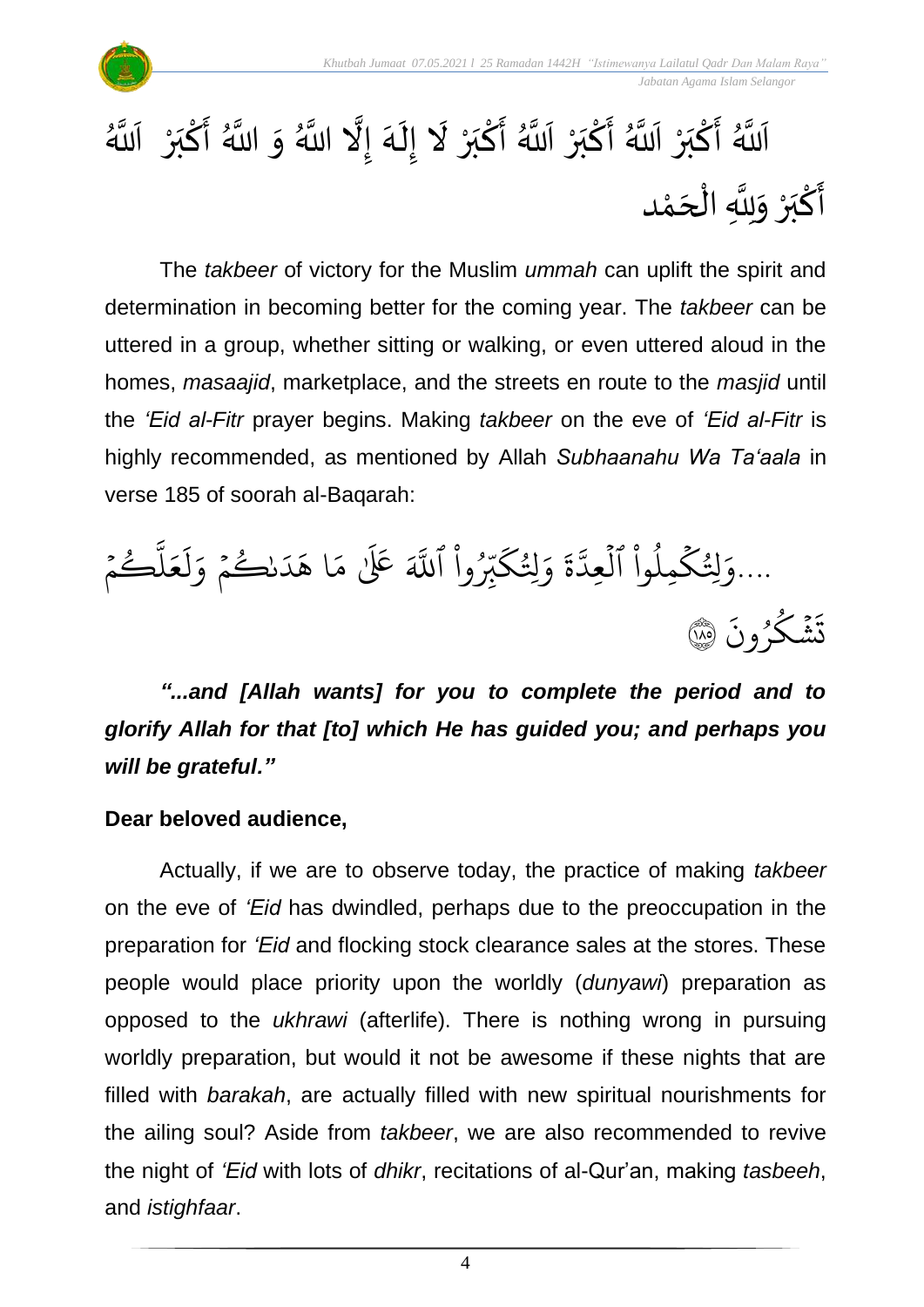اَللَّهُ أَكْبَرْ اَللَّهُ أَكْبَرْ اَللَّهُ أَكْبَرْ لَا إِلَهَ إِلَّا اللَّهُ وَ اللَّهُ أَكْبَرْ اَللَّهُ أَكْبَرْ وَلِلَّهِ الْحَمْد

The *takbeer* of victory for the Muslim *ummah* can uplift the spirit and determination in becoming better for the coming year. The *takbeer* can be uttered in a group, whether sitting or walking, or even uttered aloud in the homes, *masaajid*, marketplace, and the streets en route to the *masjid* until the *'Eid al-Fitr* prayer begins. Making *takbeer* on the eve of *'Eid al-Fitr* is highly recommended, as mentioned by Allah *Subhaanahu Wa Ta'aala* in verse 185 of soorah al-Baqarah:

....وَلِتُكْمِلُواْ ٱلْعِدَّةَ وَلِتُكَبِّرُواْ ٱللَّهَ عَلَىٰ مَا هَدَىٰكُمْ وَلَعَلَّكُمْ تَشْكُرُونَ ۝١٨٥

***"...and [Allah wants] for you to complete the period and to glorify Allah for that [to] which He has guided you; and perhaps you will be grateful."***

**Dear beloved audience,**

Actually, if we are to observe today, the practice of making *takbeer* on the eve of *'Eid* has dwindled, perhaps due to the preoccupation in the preparation for *'Eid* and flocking stock clearance sales at the stores. These people would place priority upon the worldly (*dunyawi*) preparation as opposed to the *ukhrawi* (afterlife). There is nothing wrong in pursuing worldly preparation, but would it not be awesome if these nights that are filled with *barakah*, are actually filled with new spiritual nourishments for the ailing soul? Aside from *takbeer*, we are also recommended to revive the night of *'Eid* with lots of *dhikr*, recitations of al-Qur'an, making *tasbeeh*, and *istighfaar*.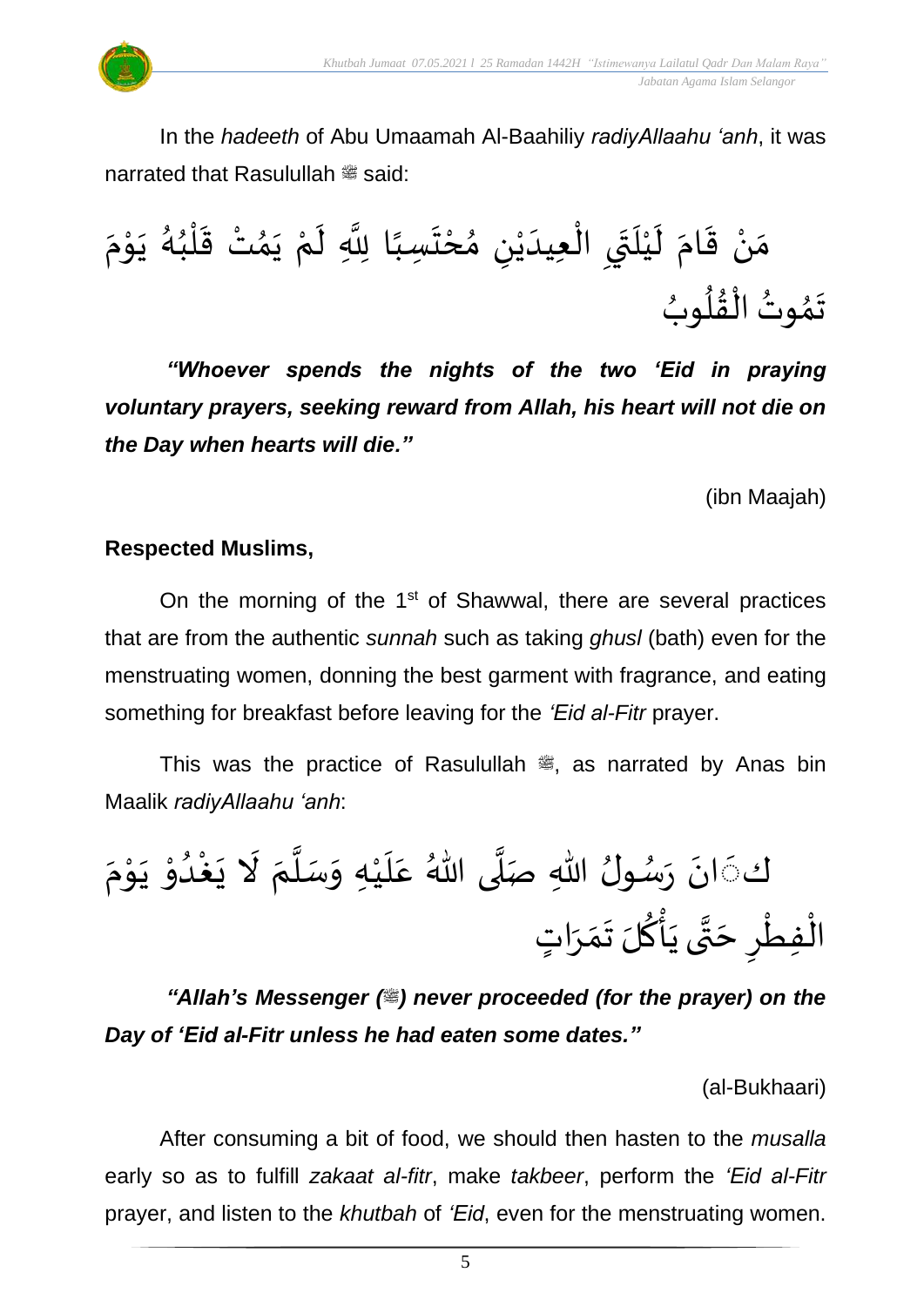In the *hadeeth* of Abu Umaamah Al-Baahiliy *radiyAllaahu 'anh*, it was narrated that Rasulullah ﷺ said:

مَنْ قَامَ لَيْلَتَيِ الْعِيدَيْنِ مُحْتَسِبًا لِلَّهِ لَمْ يَمُتْ قَلْبُهُ يَوْمَ تَمُوتُ الْقُلُوبُ

***"Whoever spends the nights of the two 'Eid in praying voluntary prayers, seeking reward from Allah, his heart will not die on the Day when hearts will die."***

(ibn Maajah)

**Respected Muslims,**

On the morning of the 1st of Shawwal, there are several practices that are from the authentic *sunnah* such as taking *ghusl* (bath) even for the menstruating women, donning the best garment with fragrance, and eating something for breakfast before leaving for the *'Eid al-Fitr* prayer.

This was the practice of Rasulullah ﷺ, as narrated by Anas bin Maalik *radiyAllaahu 'anh*:

كَانَ رَسُولُ اللهِ صَلَّى اللهُ عَلَيْهِ وَسَلَّمَ لَا يَغْدُوْ يَوْمَ الْفِطْرِ حَتَّى يَأْكُلَ تَمَرَاتٍ

***"Allah's Messenger (ﷺ) never proceeded (for the prayer) on the Day of 'Eid al-Fitr unless he had eaten some dates."***

(al-Bukhaari)

After consuming a bit of food, we should then hasten to the *musalla* early so as to fulfill *zakaat al-fitr*, make *takbeer*, perform the *'Eid al-Fitr* prayer, and listen to the *khutbah* of *'Eid*, even for the menstruating women.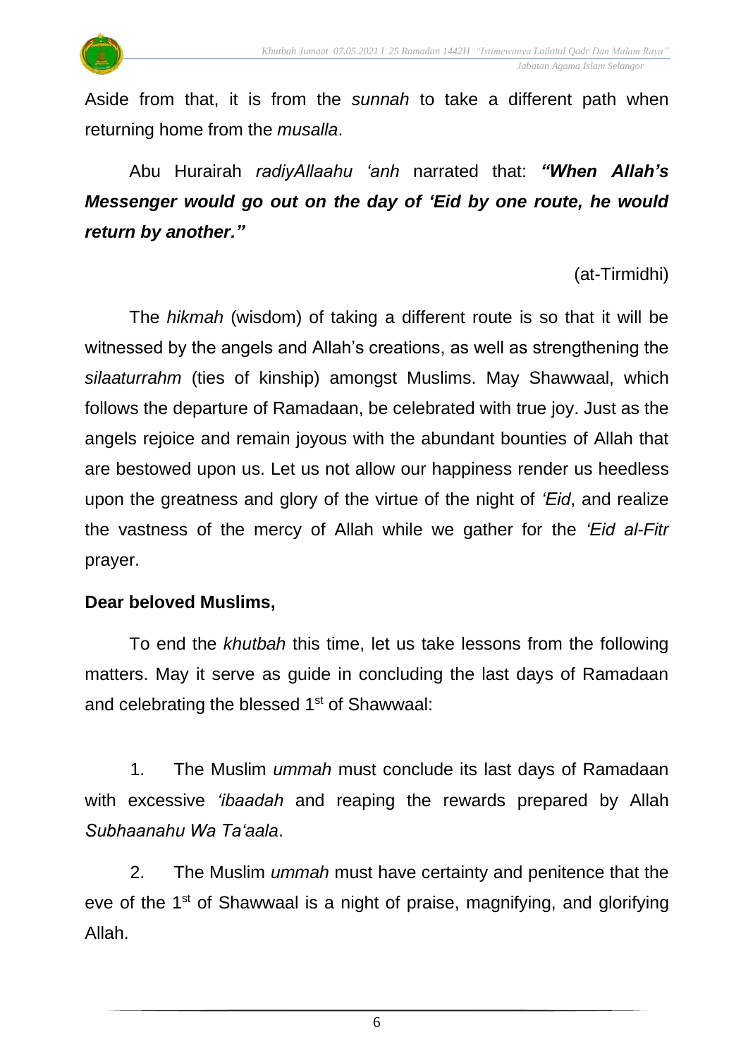Aside from that, it is from the *sunnah* to take a different path when returning home from the *musalla*.

Abu Hurairah *radiyAllaahu 'anh* narrated that: ***"When Allah's Messenger would go out on the day of 'Eid by one route, he would return by another."***

(at-Tirmidhi)

The *hikmah* (wisdom) of taking a different route is so that it will be witnessed by the angels and Allah's creations, as well as strengthening the *silaaturrahm* (ties of kinship) amongst Muslims. May Shawwaal, which follows the departure of Ramadaan, be celebrated with true joy. Just as the angels rejoice and remain joyous with the abundant bounties of Allah that are bestowed upon us. Let us not allow our happiness render us heedless upon the greatness and glory of the virtue of the night of *'Eid*, and realize the vastness of the mercy of Allah while we gather for the *'Eid al-Fitr* prayer.

**Dear beloved Muslims,**

To end the *khutbah* this time, let us take lessons from the following matters. May it serve as guide in concluding the last days of Ramadaan and celebrating the blessed 1st of Shawwaal:

1. The Muslim *ummah* must conclude its last days of Ramadaan with excessive *'ibaadah* and reaping the rewards prepared by Allah *Subhaanahu Wa Ta'aala*.

2. The Muslim *ummah* must have certainty and penitence that the eve of the 1st of Shawwaal is a night of praise, magnifying, and glorifying Allah.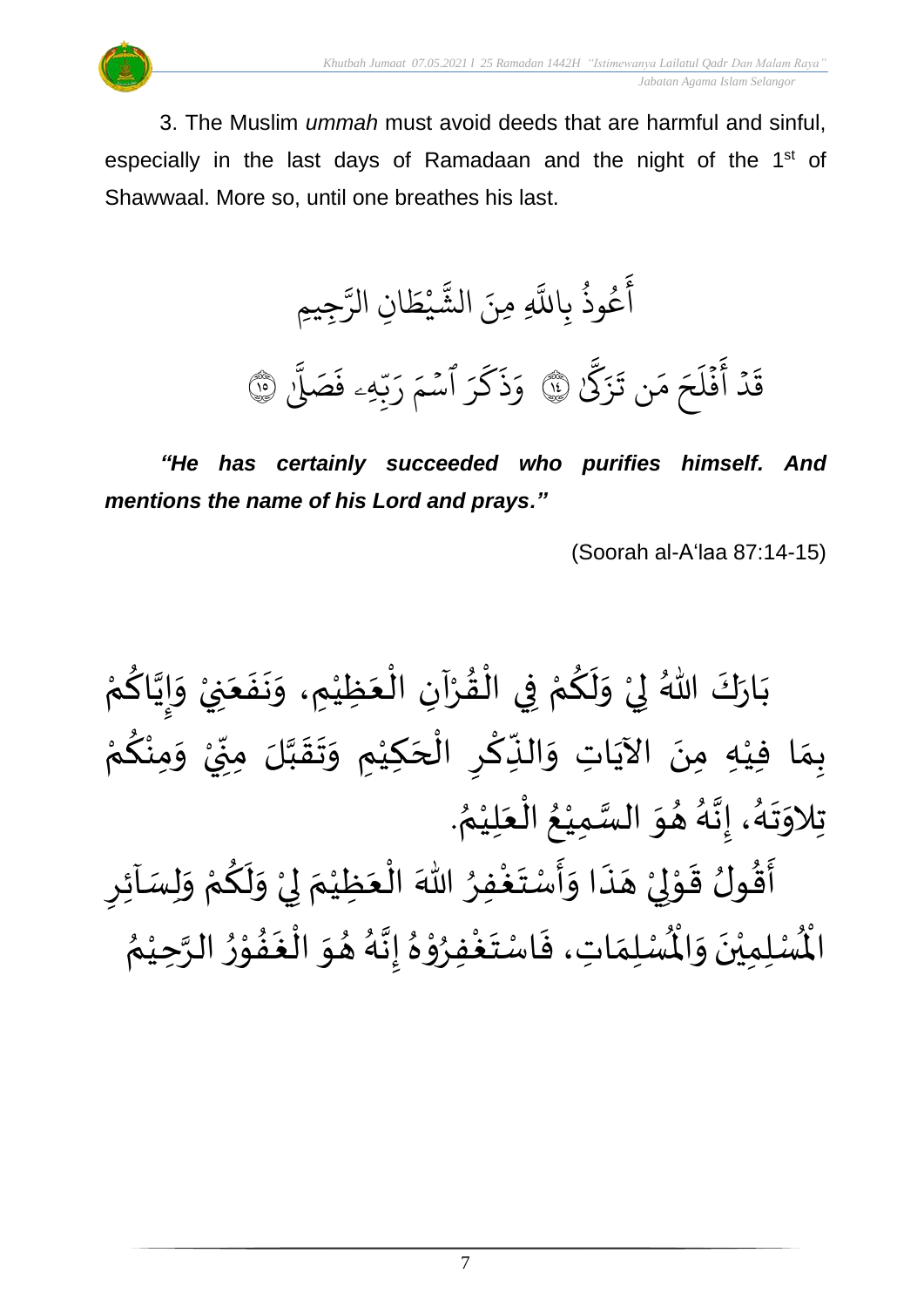3. The Muslim *ummah* must avoid deeds that are harmful and sinful, especially in the last days of Ramadaan and the night of the 1st of Shawwaal. More so, until one breathes his last.

أَعُوذُ بِاللَّهِ مِنَ الشَّيْطَانِ الرَّجِيمِ

قَدْ أَفْلَحَ مَن تَزَكَّىٰ ۝١٤ وَذَكَرَ ٱسْمَ رَبِّهِۦ فَصَلَّىٰ ۝١٥

***"He has certainly succeeded who purifies himself. And mentions the name of his Lord and prays."***

(Soorah al-A'laa 87:14-15)

بَارَكَ اللهُ لِيْ وَلَكُمْ فِي الْقُرْآنِ الْعَظِيْمِ، وَنَفَعَنِيْ وَإِيَّاكُمْ بِمَا فِيْهِ مِنَ الآيَاتِ وَالذِّكْرِ الْحَكِيْمِ وَتَقَبَّلَ مِنِّيْ وَمِنْكُمْ تِلاوَتَهُ، إِنَّهُ هُوَ السَّمِيْعُ الْعَلِيْمُ.

أَقُولُ قَوْلِيْ هَذَا وَأَسْتَغْفِرُ اللهَ الْعَظِيْمَ لِيْ وَلَكُمْ وَلِسَآئِرِ الْمُسْلِمِيْنَ وَالْمُسْلِمَاتِ، فَاسْتَغْفِرُوْهُ إِنَّهُ هُوَ الْغَفُوْرُ الرَّحِيْمُ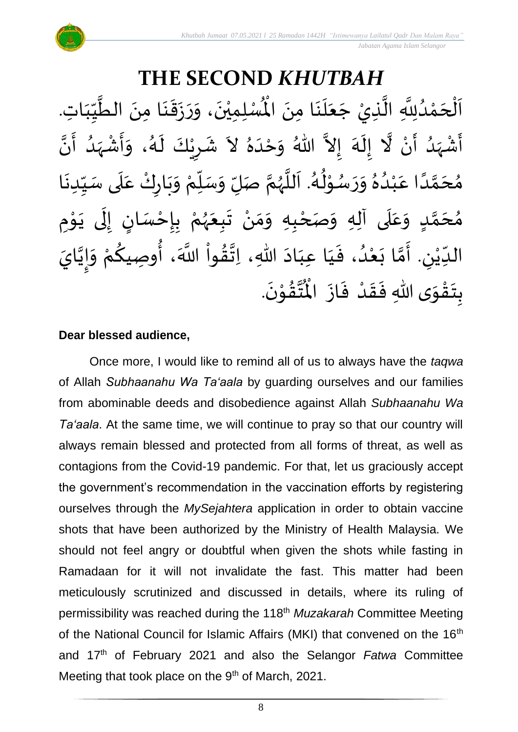# THE SECOND *KHUTBAH*

اَلْحَمْدُلِلَّهِ الَّذِيْ جَعَلَنَا مِنَ الْمُسْلِمِيْنَ، وَرَزَقَنَا مِنَ الطَّيِّبَاتِ. أَشْهَدُ أَنْ لَّا إِلَهَ إِلاَّ اللهُ وَحْدَهُ لاَ شَرِيْكَ لَهُ، وَأَشْهَدُ أَنَّ مُحَمَّدًا عَبْدُهُ وَرَسُوْلُهُ. اَللَّهُمَّ صَلِّ وَسَلِّمْ وَبَارِكْ عَلَى سَيِّدِنَا مُحَمَّدٍ وَعَلَى آلِهِ وَصَحْبِهِ وَمَنْ تَبِعَهُمْ بِإِحْسَانٍ إِلَى يَوْمِ الدِّيْنِ. أَمَّا بَعْدُ، فَيَا عِبَادَ اللهِ، اِتَّقُواْ اللَّهَ، أُوصِيكُمْ وَإِيَّايَ بِتَقْوَى اللهِ فَقَدْ فَازَ الْمُتَّقُوْنَ.

**Dear blessed audience,**

Once more, I would like to remind all of us to always have the *taqwa* of Allah *Subhaanahu Wa Ta'aala* by guarding ourselves and our families from abominable deeds and disobedience against Allah *Subhaanahu Wa Ta'aala*. At the same time, we will continue to pray so that our country will always remain blessed and protected from all forms of threat, as well as contagions from the Covid-19 pandemic. For that, let us graciously accept the government's recommendation in the vaccination efforts by registering ourselves through the *MySejahtera* application in order to obtain vaccine shots that have been authorized by the Ministry of Health Malaysia. We should not feel angry or doubtful when given the shots while fasting in Ramadaan for it will not invalidate the fast. This matter had been meticulously scrutinized and discussed in details, where its ruling of permissibility was reached during the 118th *Muzakarah* Committee Meeting of the National Council for Islamic Affairs (MKI) that convened on the 16th and 17th of February 2021 and also the Selangor *Fatwa* Committee Meeting that took place on the 9th of March, 2021.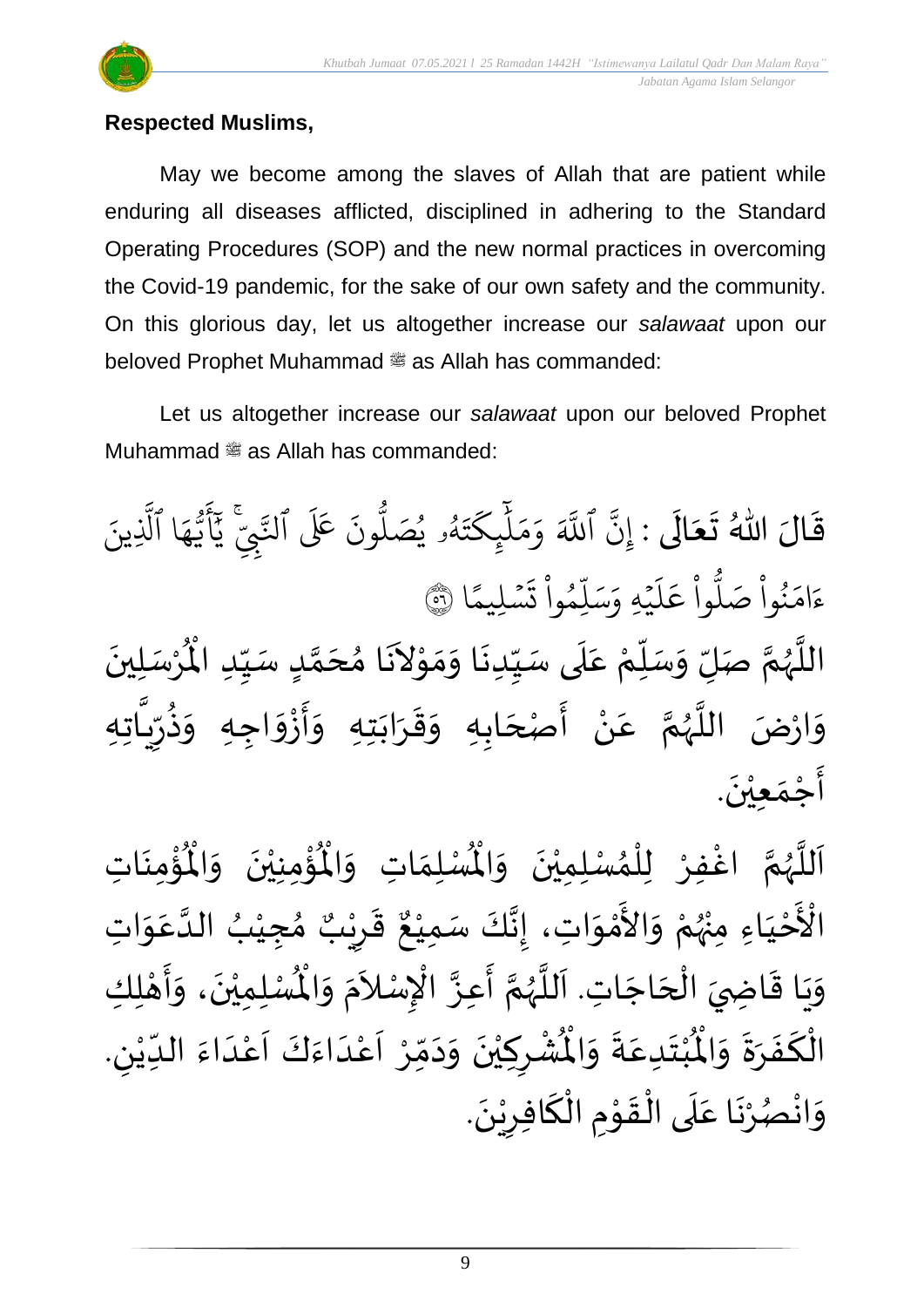**Respected Muslims,**

May we become among the slaves of Allah that are patient while enduring all diseases afflicted, disciplined in adhering to the Standard Operating Procedures (SOP) and the new normal practices in overcoming the Covid-19 pandemic, for the sake of our own safety and the community. On this glorious day, let us altogether increase our *salawaat* upon our beloved Prophet Muhammad ﷺ as Allah has commanded:

Let us altogether increase our *salawaat* upon our beloved Prophet Muhammad ﷺ as Allah has commanded:

قَالَ اللّٰهُ تَعَالَى : إِنَّ ٱللَّهَ وَمَلَٰٓئِكَتَهُۥ يُصَلُّونَ عَلَى ٱلنَّبِيِّۚ يَٰٓأَيُّهَا ٱلَّذِينَ ءَامَنُواْ صَلُّواْ عَلَيۡهِ وَسَلِّمُواْ تَسۡلِيمًا ﴿٥٦﴾

اللَّهُمَّ صَلِّ وَسَلِّمْ عَلَى سَيِّدِنَا وَمَوْلاَنَا مُحَمَّدٍ سَيِّدِ الْمُرْسَلِينَ وَارْضَ اللَّهُمَّ عَنْ أَصْحَابِهِ وَقَرَابَتِهِ وَأَزْوَاجِهِ وَذُرِّيَّاتِهِ أَجْمَعِيْنَ.

اَللَّهُمَّ اغْفِرْ لِلْمُسْلِمِيْنَ وَالْمُسْلِمَاتِ وَالْمُؤْمِنِيْنَ وَالْمُؤْمِنَاتِ الْأَحْيَاءِ مِنْهُمْ وَالأَمْوَاتِ، إِنَّكَ سَمِيْعٌ قَرِيْبٌ مُجِيْبُ الدَّعَوَاتِ وَيَا قَاضِيَ الْحَاجَاتِ. اَللَّهُمَّ أَعِزَّ الْإِسْلاَمَ وَالْمُسْلِمِيْنَ، وَأَهْلِكِ الْكَفَرَةَ وَالْمُبْتَدِعَةَ وَالْمُشْرِكِيْنَ وَدَمِّرْ اَعْدَاءَكَ اَعْدَاءَ الدِّيْنِ. وَانْصُرْنَا عَلَى الْقَوْمِ الْكَافِرِيْنَ.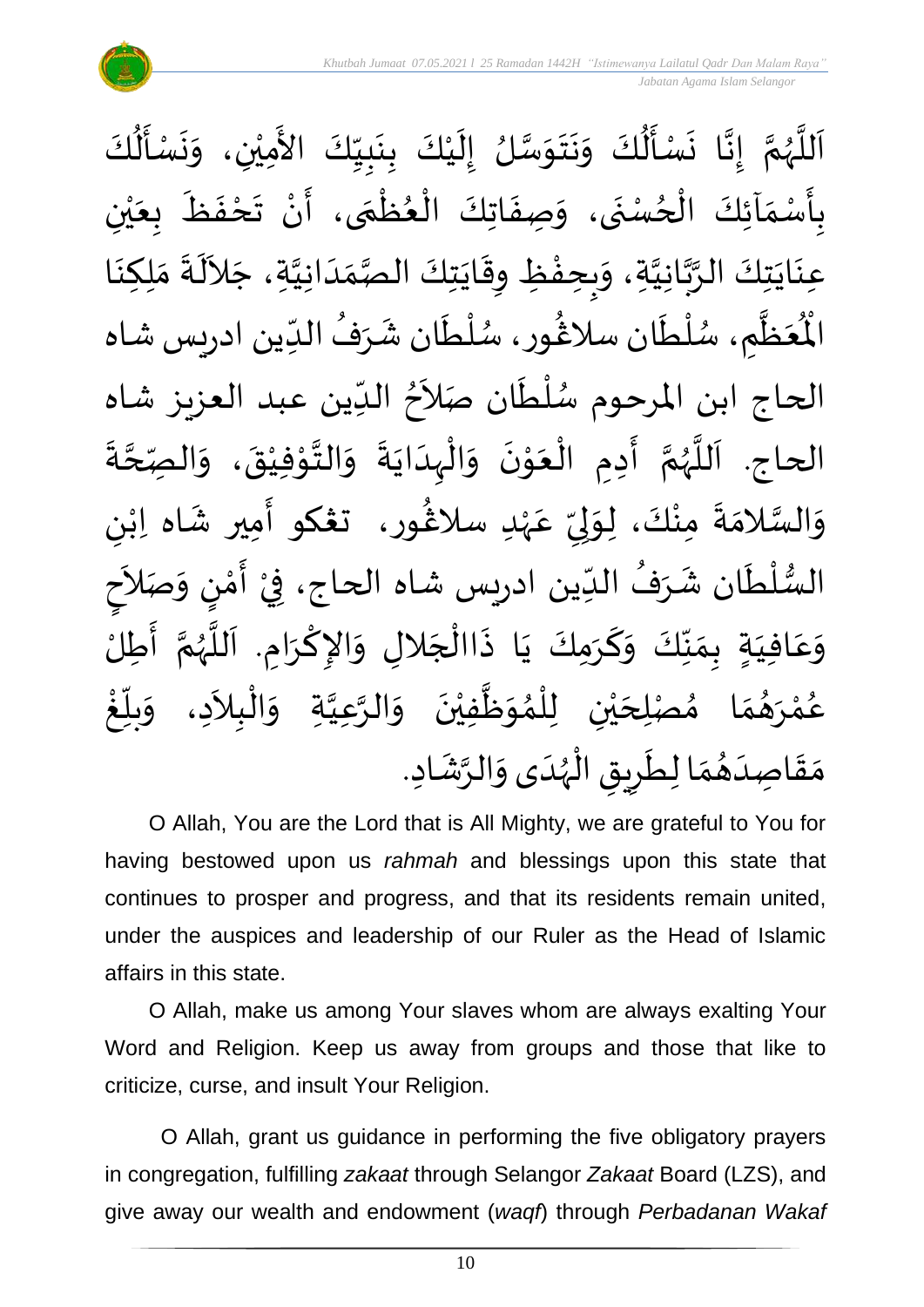اَللَّهُمَّ إِنَّا نَسْأَلُكَ وَنَتَوَسَّلُ إِلَيْكَ بِنَبِيِّكَ الأَمِيْنِ، وَنَسْأَلُكَ بِأَسْمَآئِكَ الْحُسْنَى، وَصِفَاتِكَ الْعُظْمَى، أَنْ تَحْفَظَ بِعَيْنِ عِنَايَتِكَ الرَّبَّانِيَّةِ، وَبِحِفْظِ وِقَايَتِكَ الصَّمَدَانِيَّةِ، جَلاَلَةَ مَلِكِنَا الْمُعَظَّمِ، سُلْطَان سلاڠُور، سُلْطَان شَرَفُ الدِّين ادريس شاه الحاج ابن المرحوم سُلْطَان صَلاَحُ الدِّين عبد العزيز شاه الحاج. اَللَّهُمَّ أَدِمِ الْعَوْنَ وَالْهِدَايَةَ وَالتَّوْفِيْقَ، وَالصِّحَّةَ وَالسَّلامَةَ مِنْكَ، لِوَلِيِّ عَهْدِ سلاڠُور، تڠكو أَمِير شَاه اِبْنِ السُّلْطَان شَرَفُ الدِّين ادريس شاه الحاج، فِيْ أَمْنٍ وَصَلاَحٍ وَعَافِيَةٍ بِمَنِّكَ وَكَرَمِكَ يَا ذَاالْجَلالِ وَالإِكْرَامِ. اَللَّهُمَّ أَطِلْ عُمْرَهُمَا مُصْلِحَيْنِ لِلْمُوَظَّفِيْنَ وَالرَّعِيَّةِ وَالْبِلاَدِ، وَبَلِّغْ مَقَاصِدَهُمَا لِطَرِيقِ الْهُدَى وَالرَّشَادِ.

O Allah, You are the Lord that is All Mighty, we are grateful to You for having bestowed upon us *rahmah* and blessings upon this state that continues to prosper and progress, and that its residents remain united, under the auspices and leadership of our Ruler as the Head of Islamic affairs in this state.

O Allah, make us among Your slaves whom are always exalting Your Word and Religion. Keep us away from groups and those that like to criticize, curse, and insult Your Religion.

O Allah, grant us guidance in performing the five obligatory prayers in congregation, fulfilling *zakaat* through Selangor *Zakaat* Board (LZS), and give away our wealth and endowment (*waqf*) through *Perbadanan Wakaf*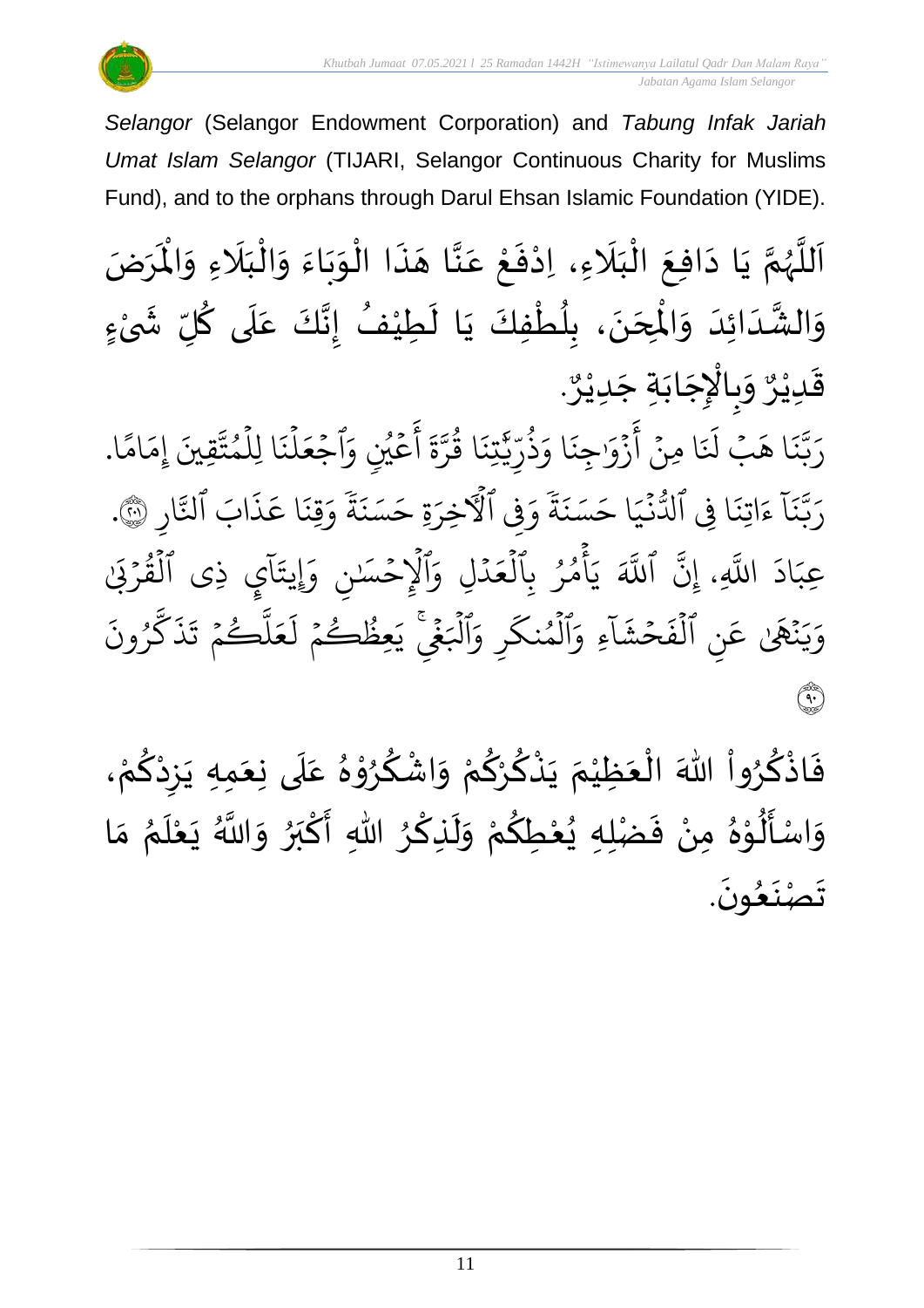*Selangor* (Selangor Endowment Corporation) and *Tabung Infak Jariah Umat Islam Selangor* (TIJARI, Selangor Continuous Charity for Muslims Fund), and to the orphans through Darul Ehsan Islamic Foundation (YIDE).

اَللَّهُمَّ يَا دَافِعَ الْبَلَاءِ، اِدْفَعْ عَنَّا هَذَا الْوَبَاءَ وَالْبَلَاءِ وَالْمَرَضَ وَالشَّدَائِدَ وَالْمِحَنَ، بِلُطْفِكَ يَا لَطِيْفُ إِنَّكَ عَلَى كُلِّ شَيْءٍ قَدِيْرٌ وَبِالْإِجَابَةِ جَدِيْرٌ.

رَبَّنَا هَبْ لَنَا مِنْ أَزْوَاجِنَا وَذُرِّيَّتِنَا قُرَّةَ أَعْيُنٍ وَٱجْعَلْنَا لِلْمُتَّقِينَ إِمَامًا.

رَبَّنَآ ءَاتِنَا فِى ٱلدُّنْيَا حَسَنَةً وَفِى ٱلْءَاخِرَةِ حَسَنَةً وَقِنَا عَذَابَ ٱلنَّارِ ﴿٢٠١﴾.

عِبَادَ اللّٰهِ، إِنَّ ٱللَّهَ يَأْمُرُ بِٱلْعَدْلِ وَٱلْإِحْسَـٰنِ وَإِيتَآئِ ذِى ٱلْقُرْبَىٰ وَيَنْهَىٰ عَنِ ٱلْفَحْشَآءِ وَٱلْمُنكَرِ وَٱلْبَغْىِ ۚ يَعِظُكُمْ لَعَلَّكُمْ تَذَكَّرُونَ ﴿٩٠﴾

فَاذْكُرُوا اللّٰهَ الْعَظِيْمَ يَذْكُرْكُمْ وَاشْكُرُوْهُ عَلَى نِعَمِهِ يَزِدْكُمْ، وَاسْأَلُوْهُ مِنْ فَضْلِهِ يُعْطِكُمْ وَلَذِكْرُ اللّٰهِ أَكْبَرُ وَاللّٰهُ يَعْلَمُ مَا تَصْنَعُونَ.